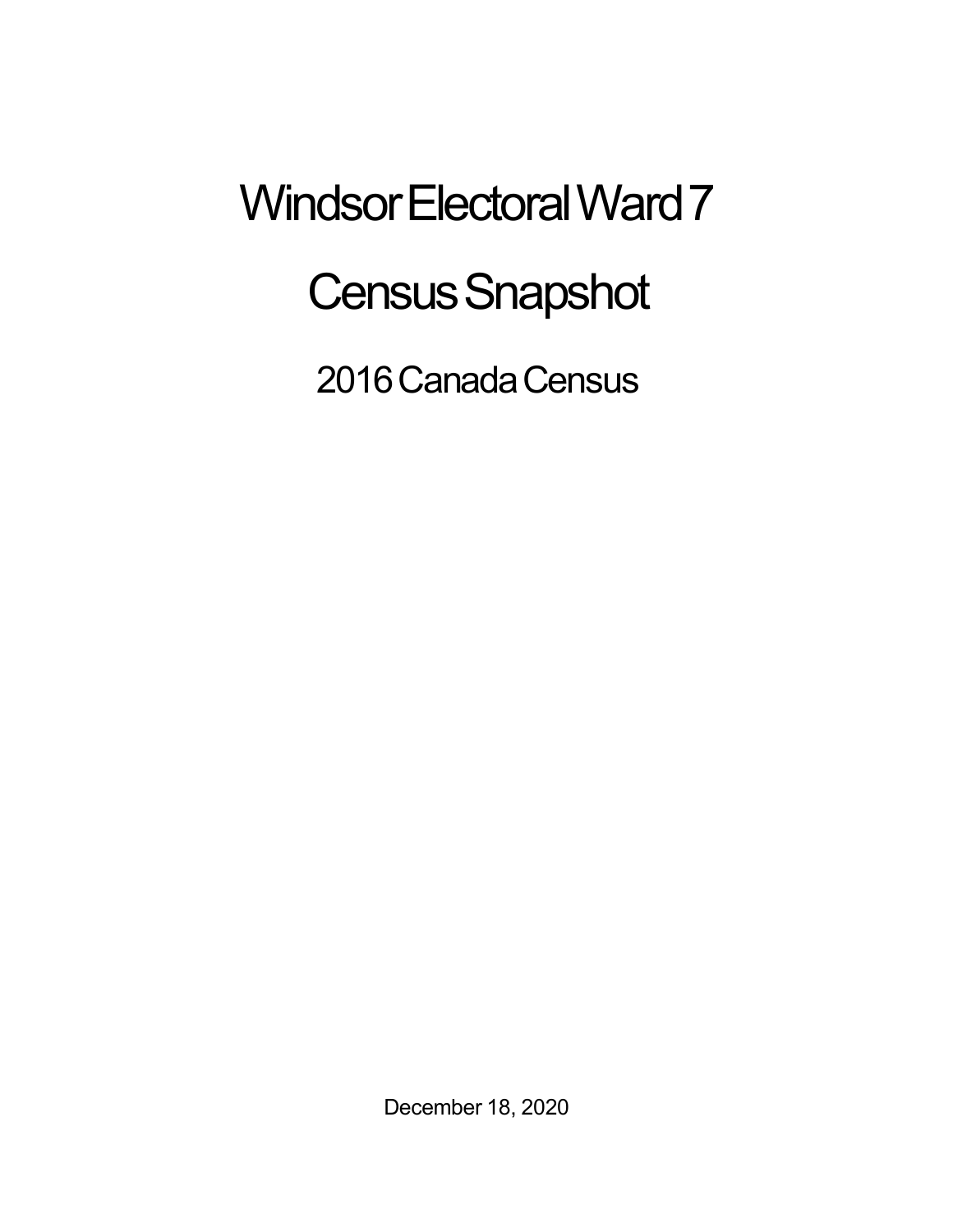# Windsor Electoral Ward 7

# Census Snapshot

## 2016 Canada Census

December 18, 2020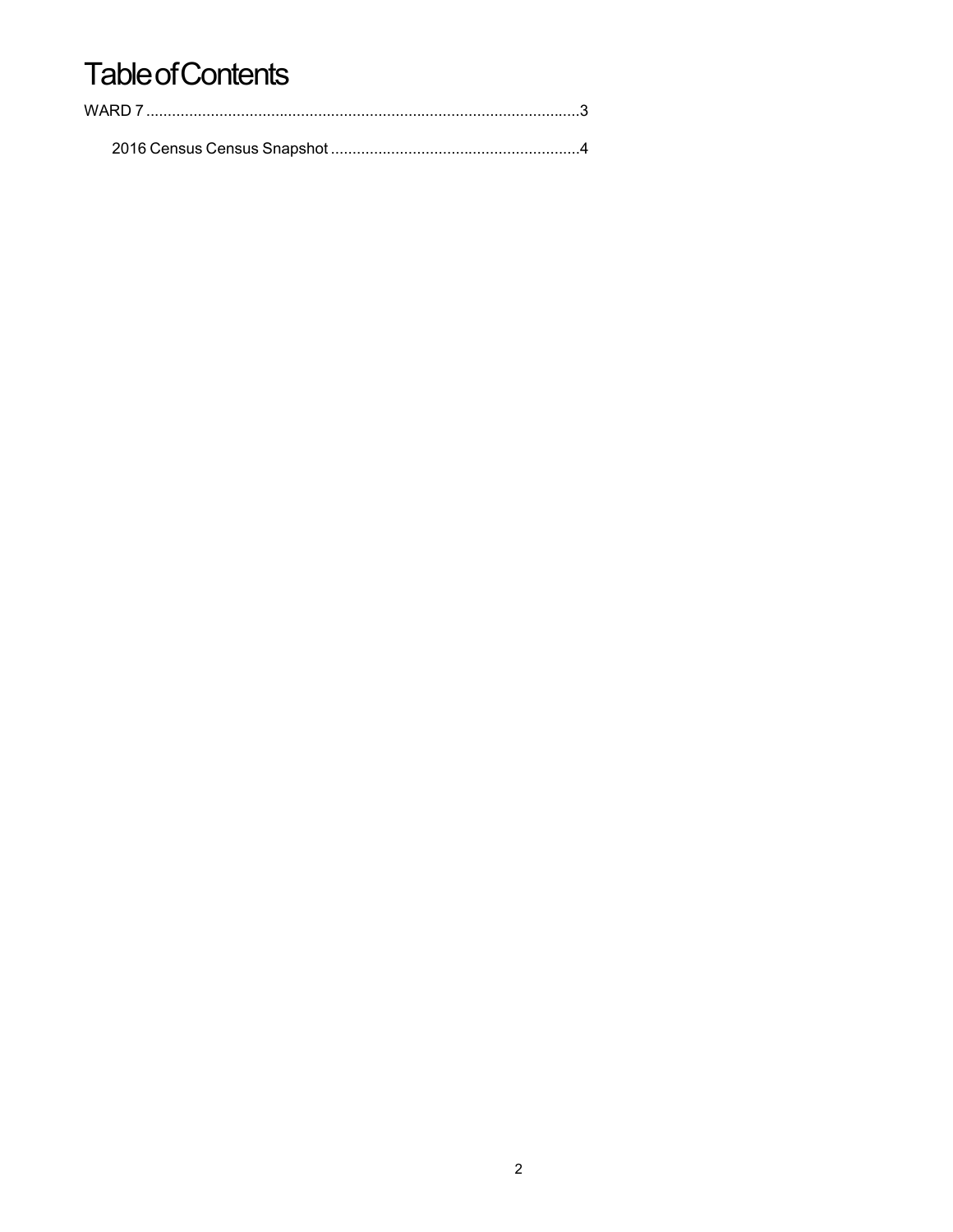# Table of Contents

WARD 7 ....................................................................................................3

2016 Census Census Snapshot .........................................................4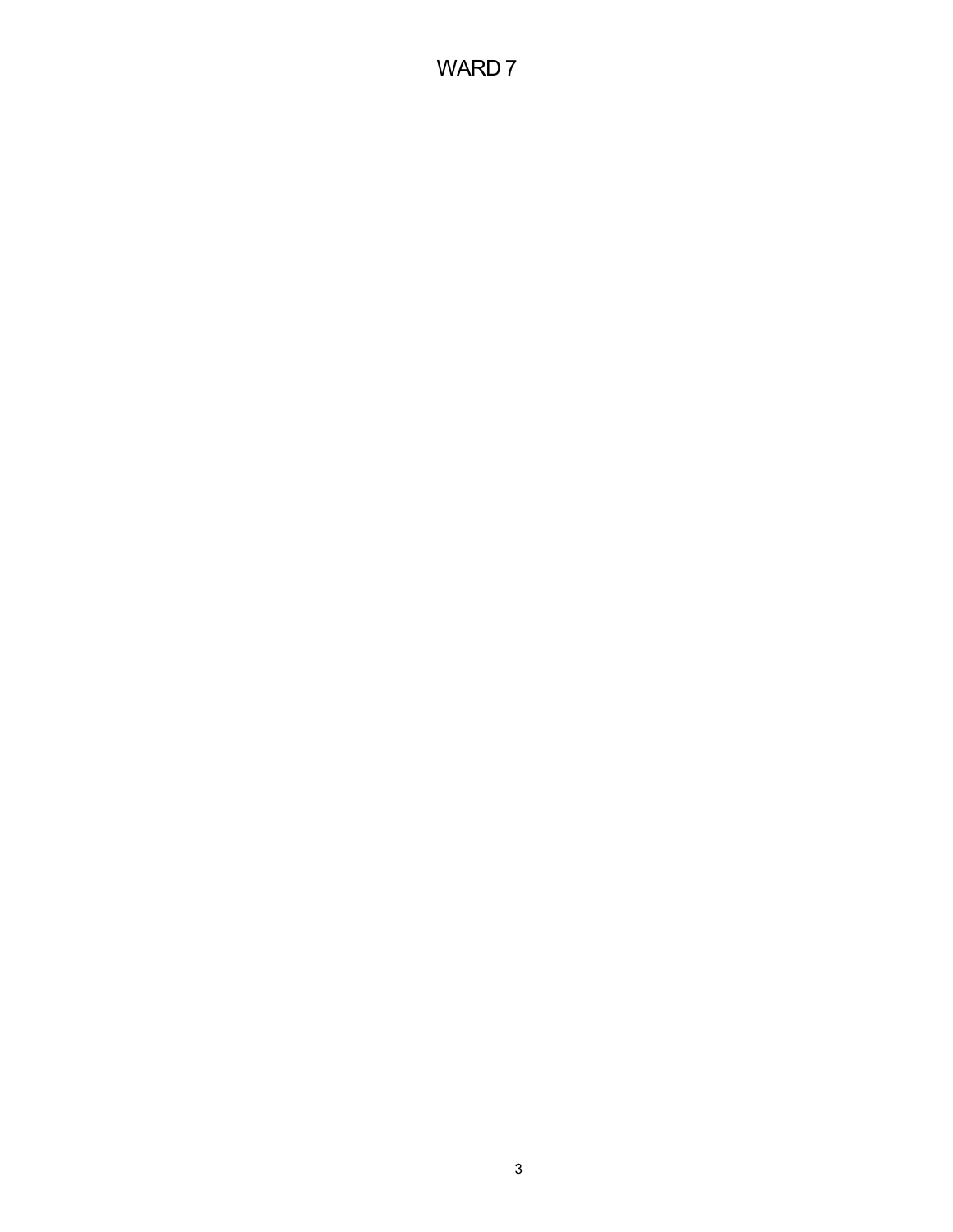# WARD 7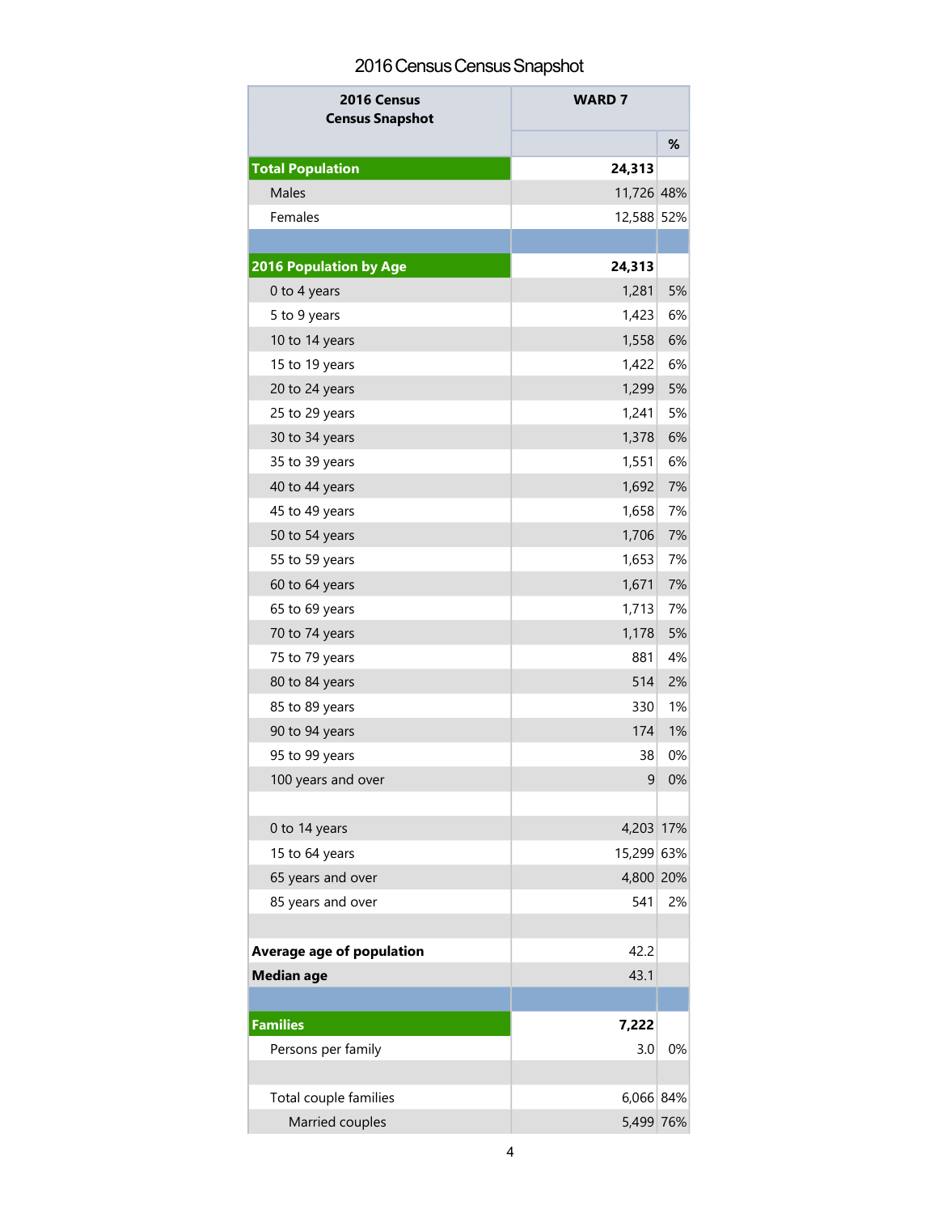# 2016 Census Census Snapshot

| 2016 Census Census Snapshot | WARD 7 | |
|---|---|---|
| | | % |
| **Total Population** | **24,313** | |
| Males | 11,726 | 48% |
| Females | 12,588 | 52% |
| | | |
| **2016 Population by Age** | **24,313** | |
| 0 to 4 years | 1,281 | 5% |
| 5 to 9 years | 1,423 | 6% |
| 10 to 14 years | 1,558 | 6% |
| 15 to 19 years | 1,422 | 6% |
| 20 to 24 years | 1,299 | 5% |
| 25 to 29 years | 1,241 | 5% |
| 30 to 34 years | 1,378 | 6% |
| 35 to 39 years | 1,551 | 6% |
| 40 to 44 years | 1,692 | 7% |
| 45 to 49 years | 1,658 | 7% |
| 50 to 54 years | 1,706 | 7% |
| 55 to 59 years | 1,653 | 7% |
| 60 to 64 years | 1,671 | 7% |
| 65 to 69 years | 1,713 | 7% |
| 70 to 74 years | 1,178 | 5% |
| 75 to 79 years | 881 | 4% |
| 80 to 84 years | 514 | 2% |
| 85 to 89 years | 330 | 1% |
| 90 to 94 years | 174 | 1% |
| 95 to 99 years | 38 | 0% |
| 100 years and over | 9 | 0% |
| | | |
| 0 to 14 years | 4,203 | 17% |
| 15 to 64 years | 15,299 | 63% |
| 65 years and over | 4,800 | 20% |
| 85 years and over | 541 | 2% |
| | | |
| **Average age of population** | 42.2 | |
| **Median age** | 43.1 | |
| | | |
| **Families** | **7,222** | |
| Persons per family | 3.0 | 0% |
| | | |
| Total couple families | 6,066 | 84% |
| Married couples | 5,499 | 76% |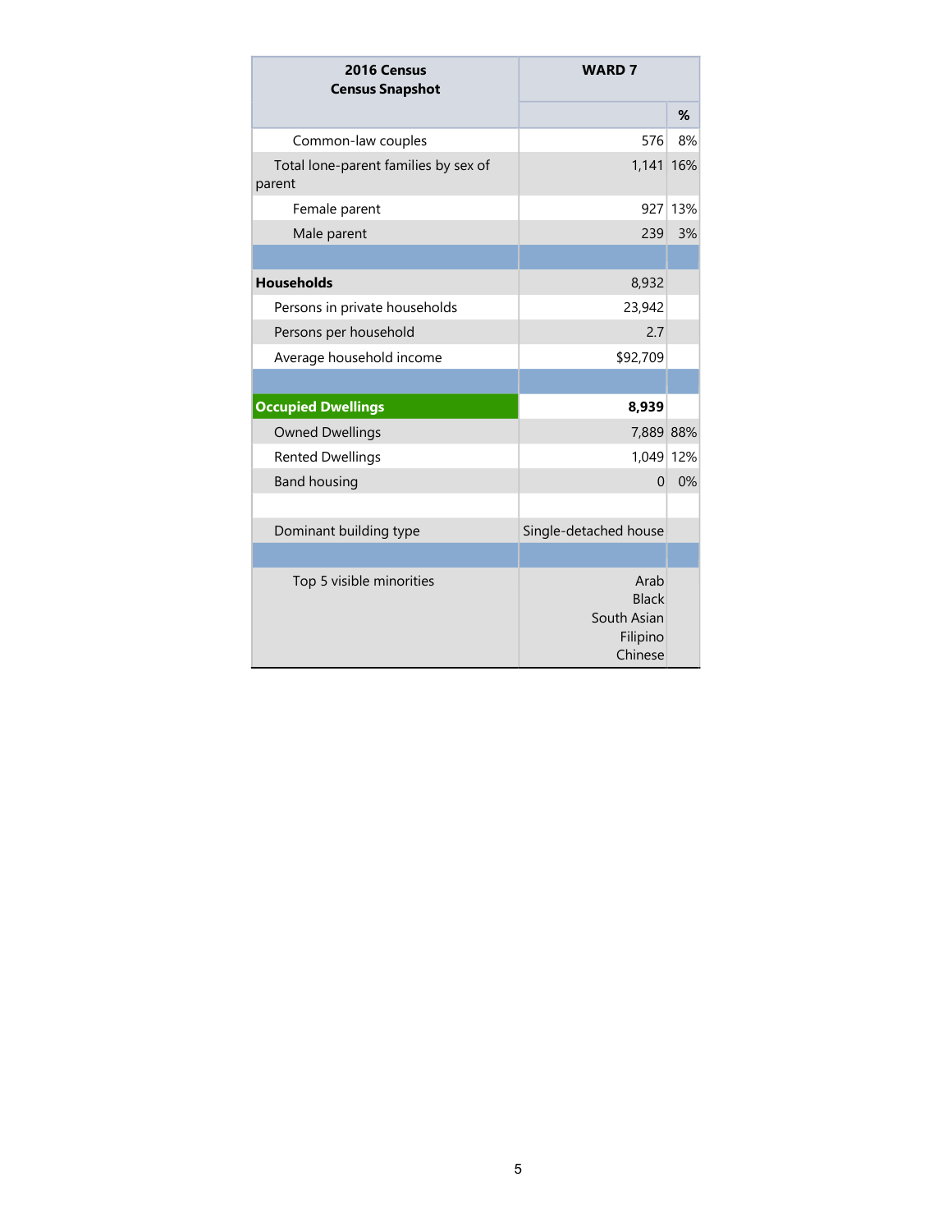| 2016 Census<br>Census Snapshot | WARD 7 | |
|---|---|---|
| | | % |
| Common-law couples | 576 | 8% |
| Total lone-parent families by sex of parent | 1,141 | 16% |
| Female parent | 927 | 13% |
| Male parent | 239 | 3% |
| | | |
| **Households** | 8,932 | |
| Persons in private households | 23,942 | |
| Persons per household | 2.7 | |
| Average household income | $92,709 | |
| | | |
| **Occupied Dwellings** | **8,939** | |
| Owned Dwellings | 7,889 | 88% |
| Rented Dwellings | 1,049 | 12% |
| Band housing | 0 | 0% |
| | | |
| Dominant building type | Single-detached house | |
| | | |
| Top 5 visible minorities | Arab<br>Black<br>South Asian<br>Filipino<br>Chinese | |